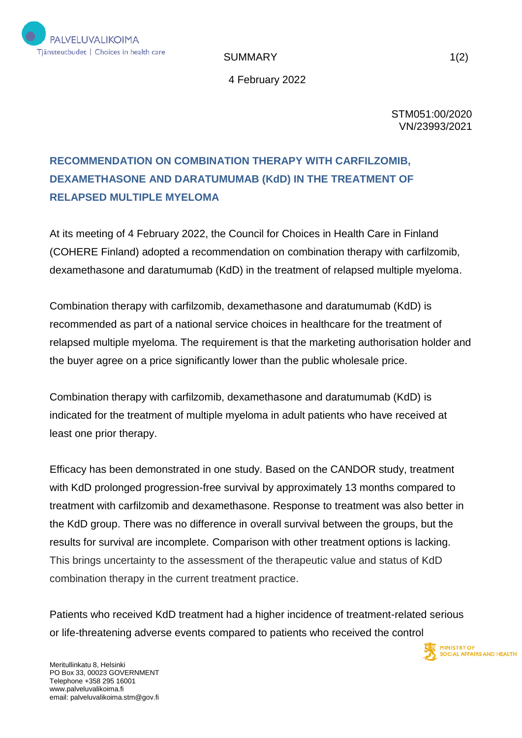SUMMARY

4 February 2022

STM051:00/2020
VN/23993/2021

# RECOMMENDATION ON COMBINATION THERAPY WITH CARFILZOMIB, DEXAMETHASONE AND DARATUMUMAB (KdD) IN THE TREATMENT OF RELAPSED MULTIPLE MYELOMA

At its meeting of 4 February 2022, the Council for Choices in Health Care in Finland (COHERE Finland) adopted a recommendation on combination therapy with carfilzomib, dexamethasone and daratumumab (KdD) in the treatment of relapsed multiple myeloma.

Combination therapy with carfilzomib, dexamethasone and daratumumab (KdD) is recommended as part of a national service choices in healthcare for the treatment of relapsed multiple myeloma. The requirement is that the marketing authorisation holder and the buyer agree on a price significantly lower than the public wholesale price.

Combination therapy with carfilzomib, dexamethasone and daratumumab (KdD) is indicated for the treatment of multiple myeloma in adult patients who have received at least one prior therapy.

Efficacy has been demonstrated in one study. Based on the CANDOR study, treatment with KdD prolonged progression-free survival by approximately 13 months compared to treatment with carfilzomib and dexamethasone. Response to treatment was also better in the KdD group. There was no difference in overall survival between the groups, but the results for survival are incomplete. Comparison with other treatment options is lacking. This brings uncertainty to the assessment of the therapeutic value and status of KdD combination therapy in the current treatment practice.

Patients who received KdD treatment had a higher incidence of treatment-related serious or life-threatening adverse events compared to patients who received the control

Meritullinkatu 8, Helsinki
PO Box 33, 00023 GOVERNMENT
Telephone +358 295 16001
www.palveluvalikoima.fi
email: palveluvalikoima.stm@gov.fi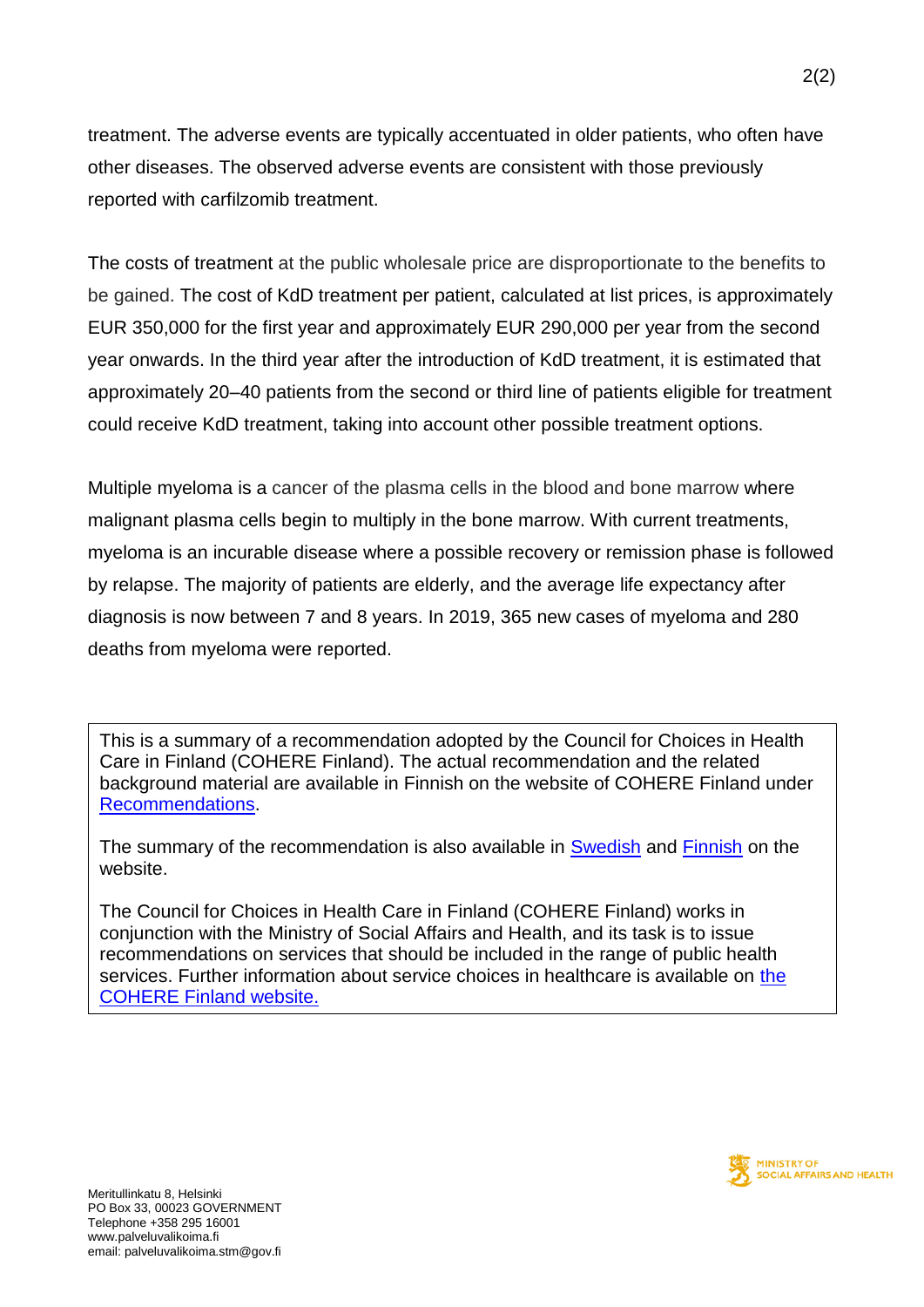treatment. The adverse events are typically accentuated in older patients, who often have other diseases. The observed adverse events are consistent with those previously reported with carfilzomib treatment.

The costs of treatment at the public wholesale price are disproportionate to the benefits to be gained. The cost of KdD treatment per patient, calculated at list prices, is approximately EUR 350,000 for the first year and approximately EUR 290,000 per year from the second year onwards. In the third year after the introduction of KdD treatment, it is estimated that approximately 20–40 patients from the second or third line of patients eligible for treatment could receive KdD treatment, taking into account other possible treatment options.

Multiple myeloma is a cancer of the plasma cells in the blood and bone marrow where malignant plasma cells begin to multiply in the bone marrow. With current treatments, myeloma is an incurable disease where a possible recovery or remission phase is followed by relapse. The majority of patients are elderly, and the average life expectancy after diagnosis is now between 7 and 8 years. In 2019, 365 new cases of myeloma and 280 deaths from myeloma were reported.

This is a summary of a recommendation adopted by the Council for Choices in Health Care in Finland (COHERE Finland). The actual recommendation and the related background material are available in Finnish on the website of COHERE Finland under Recommendations.

The summary of the recommendation is also available in Swedish and Finnish on the website.

The Council for Choices in Health Care in Finland (COHERE Finland) works in conjunction with the Ministry of Social Affairs and Health, and its task is to issue recommendations on services that should be included in the range of public health services. Further information about service choices in healthcare is available on the COHERE Finland website.

Meritullinkatu 8, Helsinki
PO Box 33, 00023 GOVERNMENT
Telephone +358 295 16001
www.palveluvalikoima.fi
email: palveluvalikoima.stm@gov.fi

MINISTRY OF SOCIAL AFFAIRS AND HEALTH